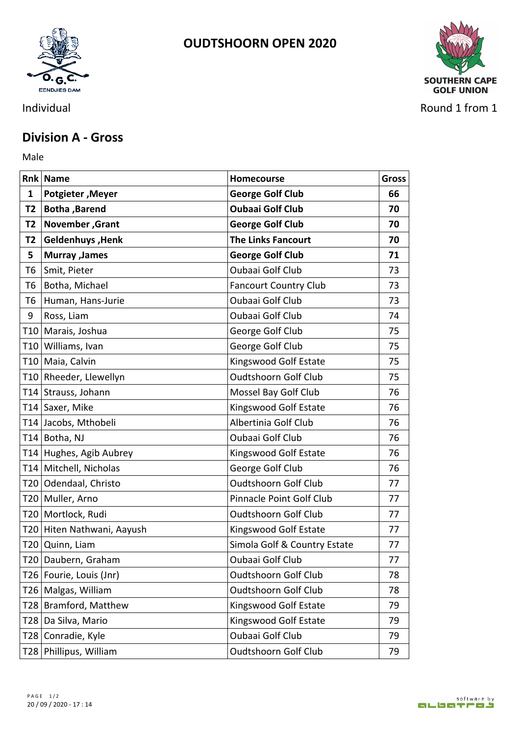# OUDTSHOORN OPEN 2020

Individual

Round 1 from 1

## Division A - Gross

Male

| Rnk | Name | Homecourse | Gross |
|---|---|---|---|
| **1** | **Potgieter ,Meyer** | **George Golf Club** | **66** |
| **T2** | **Botha ,Barend** | **Oubaai Golf Club** | **70** |
| **T2** | **November ,Grant** | **George Golf Club** | **70** |
| **T2** | **Geldenhuys ,Henk** | **The Links Fancourt** | **70** |
| **5** | **Murray ,James** | **George Golf Club** | **71** |
| T6 | Smit, Pieter | Oubaai Golf Club | 73 |
| T6 | Botha, Michael | Fancourt Country Club | 73 |
| T6 | Human, Hans-Jurie | Oubaai Golf Club | 73 |
| 9 | Ross, Liam | Oubaai Golf Club | 74 |
| T10 | Marais, Joshua | George Golf Club | 75 |
| T10 | Williams, Ivan | George Golf Club | 75 |
| T10 | Maia, Calvin | Kingswood Golf Estate | 75 |
| T10 | Rheeder, Llewellyn | Oudtshoorn Golf Club | 75 |
| T14 | Strauss, Johann | Mossel Bay Golf Club | 76 |
| T14 | Saxer, Mike | Kingswood Golf Estate | 76 |
| T14 | Jacobs, Mthobeli | Albertinia Golf Club | 76 |
| T14 | Botha, NJ | Oubaai Golf Club | 76 |
| T14 | Hughes, Agib Aubrey | Kingswood Golf Estate | 76 |
| T14 | Mitchell, Nicholas | George Golf Club | 76 |
| T20 | Odendaal, Christo | Oudtshoorn Golf Club | 77 |
| T20 | Muller, Arno | Pinnacle Point Golf Club | 77 |
| T20 | Mortlock, Rudi | Oudtshoorn Golf Club | 77 |
| T20 | Hiten Nathwani, Aayush | Kingswood Golf Estate | 77 |
| T20 | Quinn, Liam | Simola Golf & Country Estate | 77 |
| T20 | Daubern, Graham | Oubaai Golf Club | 77 |
| T26 | Fourie, Louis (Jnr) | Oudtshoorn Golf Club | 78 |
| T26 | Malgas, William | Oudtshoorn Golf Club | 78 |
| T28 | Bramford, Matthew | Kingswood Golf Estate | 79 |
| T28 | Da Silva, Mario | Kingswood Golf Estate | 79 |
| T28 | Conradie, Kyle | Oubaai Golf Club | 79 |
| T28 | Phillipus, William | Oudtshoorn Golf Club | 79 |

20 / 09 / 2020 - 17 : 14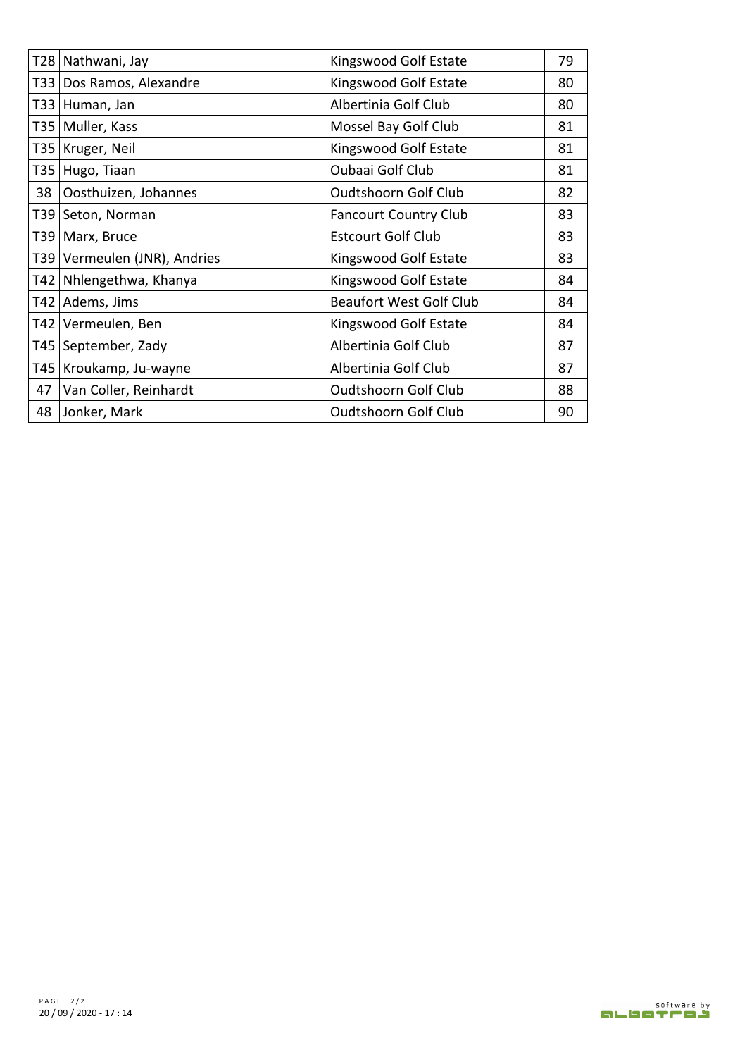| | | | |
|---|---|---|---|
| T28 | Nathwani, Jay | Kingswood Golf Estate | 79 |
| T33 | Dos Ramos, Alexandre | Kingswood Golf Estate | 80 |
| T33 | Human, Jan | Albertinia Golf Club | 80 |
| T35 | Muller, Kass | Mossel Bay Golf Club | 81 |
| T35 | Kruger, Neil | Kingswood Golf Estate | 81 |
| T35 | Hugo, Tiaan | Oubaai Golf Club | 81 |
| 38 | Oosthuizen, Johannes | Oudtshoorn Golf Club | 82 |
| T39 | Seton, Norman | Fancourt Country Club | 83 |
| T39 | Marx, Bruce | Estcourt Golf Club | 83 |
| T39 | Vermeulen (JNR), Andries | Kingswood Golf Estate | 83 |
| T42 | Nhlengethwa, Khanya | Kingswood Golf Estate | 84 |
| T42 | Adems, Jims | Beaufort West Golf Club | 84 |
| T42 | Vermeulen, Ben | Kingswood Golf Estate | 84 |
| T45 | September, Zady | Albertinia Golf Club | 87 |
| T45 | Kroukamp, Ju-wayne | Albertinia Golf Club | 87 |
| 47 | Van Coller, Reinhardt | Oudtshoorn Golf Club | 88 |
| 48 | Jonker, Mark | Oudtshoorn Golf Club | 90 |

20 / 09 / 2020 - 17 : 14

software by albatros